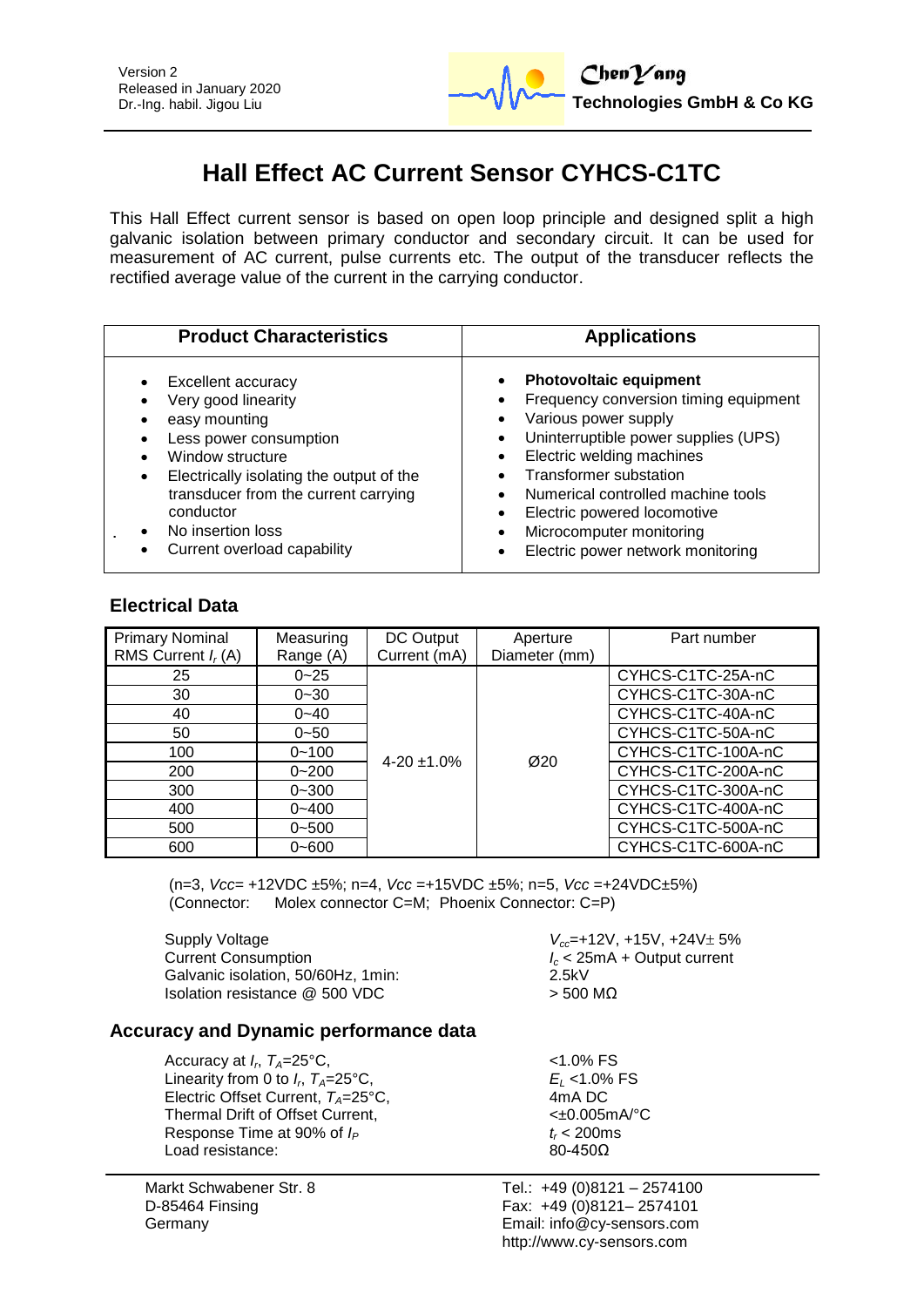Version 2
Released in January 2020
Dr.-Ing. habil. Jigou Liu

**ChenYang Technologies GmbH & Co KG**

# Hall Effect AC Current Sensor CYHCS-C1TC

This Hall Effect current sensor is based on open loop principle and designed split a high galvanic isolation between primary conductor and secondary circuit. It can be used for measurement of AC current, pulse currents etc. The output of the transducer reflects the rectified average value of the current in the carrying conductor.

| Product Characteristics | Applications |
|---|---|
| • Excellent accuracy<br>• Very good linearity<br>• easy mounting<br>• Less power consumption<br>• Window structure<br>• Electrically isolating the output of the transducer from the current carrying conductor<br>• No insertion loss<br>• Current overload capability | • **Photovoltaic equipment**<br>• Frequency conversion timing equipment<br>• Various power supply<br>• Uninterruptible power supplies (UPS)<br>• Electric welding machines<br>• Transformer substation<br>• Numerical controlled machine tools<br>• Electric powered locomotive<br>• Microcomputer monitoring<br>• Electric power network monitoring |

## Electrical Data

| Primary Nominal RMS Current $I_r$ (A) | Measuring Range (A) | DC Output Current (mA) | Aperture Diameter (mm) | Part number |
|---|---|---|---|---|
| 25 | 0~25 | 4-20 ±1.0% | Ø20 | CYHCS-C1TC-25A-nC |
| 30 | 0~30 | | | CYHCS-C1TC-30A-nC |
| 40 | 0~40 | | | CYHCS-C1TC-40A-nC |
| 50 | 0~50 | | | CYHCS-C1TC-50A-nC |
| 100 | 0~100 | | | CYHCS-C1TC-100A-nC |
| 200 | 0~200 | | | CYHCS-C1TC-200A-nC |
| 300 | 0~300 | | | CYHCS-C1TC-300A-nC |
| 400 | 0~400 | | | CYHCS-C1TC-400A-nC |
| 500 | 0~500 | | | CYHCS-C1TC-500A-nC |
| 600 | 0~600 | | | CYHCS-C1TC-600A-nC |

(n=3, $Vcc$= +12VDC ±5%; n=4, $Vcc$ =+15VDC ±5%; n=5, $Vcc$ =+24VDC±5%)
(Connector: Molex connector C=M; Phoenix Connector: C=P)

| | |
|---|---|
| Supply Voltage | $V_{cc}$=+12V, +15V, +24V± 5% |
| Current Consumption | $I_c$ < 25mA + Output current |
| Galvanic isolation, 50/60Hz, 1min: | 2.5kV |
| Isolation resistance @ 500 VDC | > 500 MΩ |

## Accuracy and Dynamic performance data

| | |
|---|---|
| Accuracy at $I_r$, $T_A$=25°C, | <1.0% FS |
| Linearity from 0 to $I_r$, $T_A$=25°C, | $E_L$ <1.0% FS |
| Electric Offset Current, $T_A$=25°C, | 4mA DC |
| Thermal Drift of Offset Current, | <±0.005mA/°C |
| Response Time at 90% of $I_P$ | $t_r$ < 200ms |
| Load resistance: | 80-450Ω |

Markt Schwabener Str. 8
D-85464 Finsing
Germany

Tel.: +49 (0)8121 – 2574100
Fax: +49 (0)8121– 2574101
Email: info@cy-sensors.com
http://www.cy-sensors.com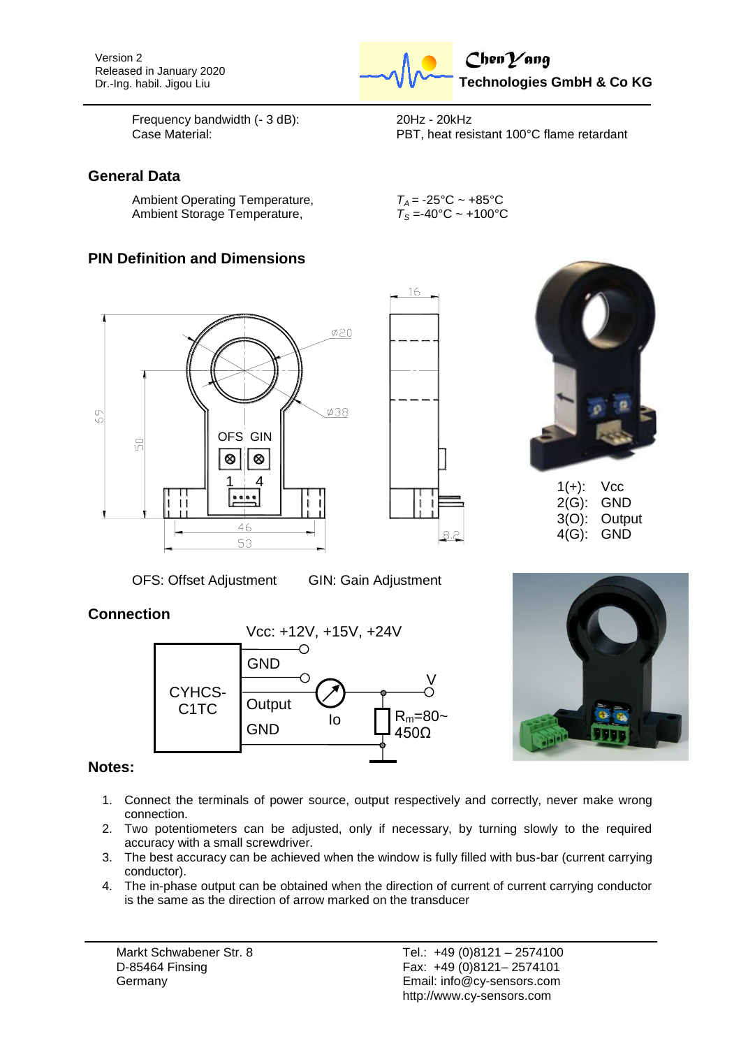| | |
|---|---|
| Frequency bandwidth (- 3 dB): | 20Hz - 20kHz |
| Case Material: | PBT, heat resistant 100°C flame retardant |

## General Data

| | |
|---|---|
| Ambient Operating Temperature, | $T_A$ = -25°C ~ +85°C |
| Ambient Storage Temperature, | $T_S$ =-40°C ~ +100°C |

## PIN Definition and Dimensions

Ø20
Ø38
69
50
OFS GIN
1 4
46
53
16
8.2

1(+): Vcc
2(G): GND
3(O): Output
4(G): GND

OFS: Offset Adjustment GIN: Gain Adjustment

## Connection

CYHCS-C1TC
Vcc: +12V, +15V, +24V
GND
Output
GND
Io
V
$R_m$=80~450Ω

## Notes:

1. Connect the terminals of power source, output respectively and correctly, never make wrong connection.
2. Two potentiometers can be adjusted, only if necessary, by turning slowly to the required accuracy with a small screwdriver.
3. The best accuracy can be achieved when the window is fully filled with bus-bar (current carrying conductor).
4. The in-phase output can be obtained when the direction of current of current carrying conductor is the same as the direction of arrow marked on the transducer